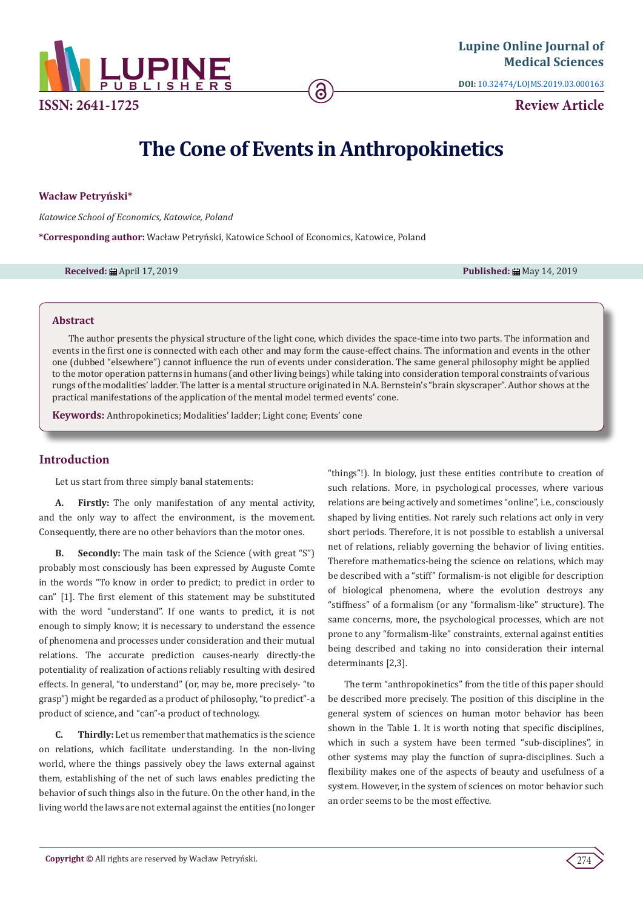# The Cone of Events in Anthropokinetics

**Wacław Petryński***

*Katowice School of Economics, Katowice, Poland*

***Corresponding author:** Wacław Petryński, Katowice School of Economics, Katowice, Poland

**Received:** April 17, 2019 **Published:** May 14, 2019

## Abstract

The author presents the physical structure of the light cone, which divides the space-time into two parts. The information and events in the first one is connected with each other and may form the cause-effect chains. The information and events in the other one (dubbed "elsewhere") cannot influence the run of events under consideration. The same general philosophy might be applied to the motor operation patterns in humans (and other living beings) while taking into consideration temporal constraints of various rungs of the modalities' ladder. The latter is a mental structure originated in N.A. Bernstein's "brain skyscraper". Author shows at the practical manifestations of the application of the mental model termed events' cone.

**Keywords:** Anthropokinetics; Modalities' ladder; Light cone; Events' cone

## Introduction

Let us start from three simply banal statements:

**A. Firstly:** The only manifestation of any mental activity, and the only way to affect the environment, is the movement. Consequently, there are no other behaviors than the motor ones.

**B. Secondly:** The main task of the Science (with great "S") probably most consciously has been expressed by Auguste Comte in the words "To know in order to predict; to predict in order to can" [1]. The first element of this statement may be substituted with the word "understand". If one wants to predict, it is not enough to simply know; it is necessary to understand the essence of phenomena and processes under consideration and their mutual relations. The accurate prediction causes-nearly directly-the potentiality of realization of actions reliably resulting with desired effects. In general, "to understand" (or, may be, more precisely- "to grasp") might be regarded as a product of philosophy, "to predict"-a product of science, and "can"-a product of technology.

**C. Thirdly:** Let us remember that mathematics is the science on relations, which facilitate understanding. In the non-living world, where the things passively obey the laws external against them, establishing of the net of such laws enables predicting the behavior of such things also in the future. On the other hand, in the living world the laws are not external against the entities (no longer "things"!). In biology, just these entities contribute to creation of such relations. More, in psychological processes, where various relations are being actively and sometimes "online", i.e., consciously shaped by living entities. Not rarely such relations act only in very short periods. Therefore, it is not possible to establish a universal net of relations, reliably governing the behavior of living entities. Therefore mathematics-being the science on relations, which may be described with a "stiff" formalism-is not eligible for description of biological phenomena, where the evolution destroys any "stiffness" of a formalism (or any "formalism-like" structure). The same concerns, more, the psychological processes, which are not prone to any "formalism-like" constraints, external against entities being described and taking no into consideration their internal determinants [2,3].

The term "anthropokinetics" from the title of this paper should be described more precisely. The position of this discipline in the general system of sciences on human motor behavior has been shown in the Table 1. It is worth noting that specific disciplines, which in such a system have been termed "sub-disciplines", in other systems may play the function of supra-disciplines. Such a flexibility makes one of the aspects of beauty and usefulness of a system. However, in the system of sciences on motor behavior such an order seems to be the most effective.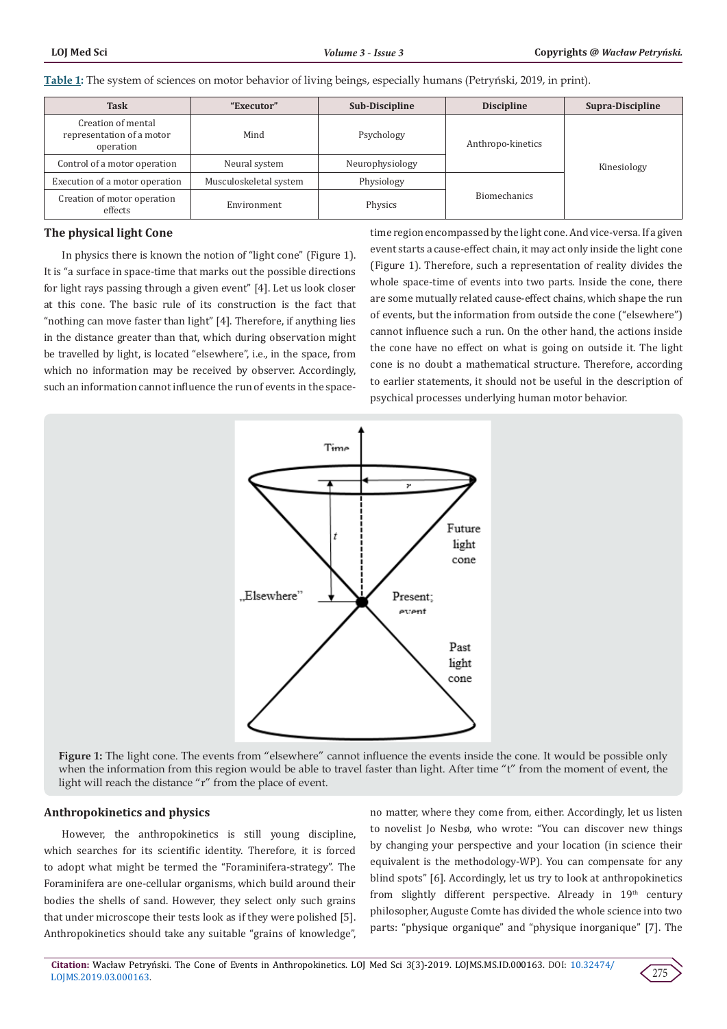**Table 1:** The system of sciences on motor behavior of living beings, especially humans (Petryński, 2019, in print).

| Task | "Executor" | Sub-Discipline | Discipline | Supra-Discipline |
|---|---|---|---|---|
| Creation of mental representation of a motor operation | Mind | Psychology | Anthropo-kinetics | Kinesiology |
| Control of a motor operation | Neural system | Neurophysiology | | |
| Execution of a motor operation | Musculoskeletal system | Physiology | Biomechanics | |
| Creation of motor operation effects | Environment | Physics | | |

## The physical light Cone

In physics there is known the notion of "light cone" (Figure 1). It is "a surface in space-time that marks out the possible directions for light rays passing through a given event" [4]. Let us look closer at this cone. The basic rule of its construction is the fact that "nothing can move faster than light" [4]. Therefore, if anything lies in the distance greater than that, which during observation might be travelled by light, is located "elsewhere", i.e., in the space, from which no information may be received by observer. Accordingly, such an information cannot influence the run of events in the space-time region encompassed by the light cone. And vice-versa. If a given event starts a cause-effect chain, it may act only inside the light cone (Figure 1). Therefore, such a representation of reality divides the whole space-time of events into two parts. Inside the cone, there are some mutually related cause-effect chains, which shape the run of events, but the information from outside the cone ("elsewhere") cannot influence such a run. On the other hand, the actions inside the cone have no effect on what is going on outside it. The light cone is no doubt a mathematical structure. Therefore, according to earlier statements, it should not be useful in the description of psychical processes underlying human motor behavior.

**Figure 1:** The light cone. The events from "elsewhere" cannot influence the events inside the cone. It would be possible only when the information from this region would be able to travel faster than light. After time "t" from the moment of event, the light will reach the distance "r" from the place of event.

## Anthropokinetics and physics

However, the anthropokinetics is still young discipline, which searches for its scientific identity. Therefore, it is forced to adopt what might be termed the "Foraminifera-strategy". The Foraminifera are one-cellular organisms, which build around their bodies the shells of sand. However, they select only such grains that under microscope their tests look as if they were polished [5]. Anthropokinetics should take any suitable "grains of knowledge", no matter, where they come from, either. Accordingly, let us listen to novelist Jo Nesbø, who wrote: "You can discover new things by changing your perspective and your location (in science their equivalent is the methodology-WP). You can compensate for any blind spots" [6]. Accordingly, let us try to look at anthropokinetics from slightly different perspective. Already in 19th century philosopher, Auguste Comte has divided the whole science into two parts: "physique organique" and "physique inorganique" [7]. The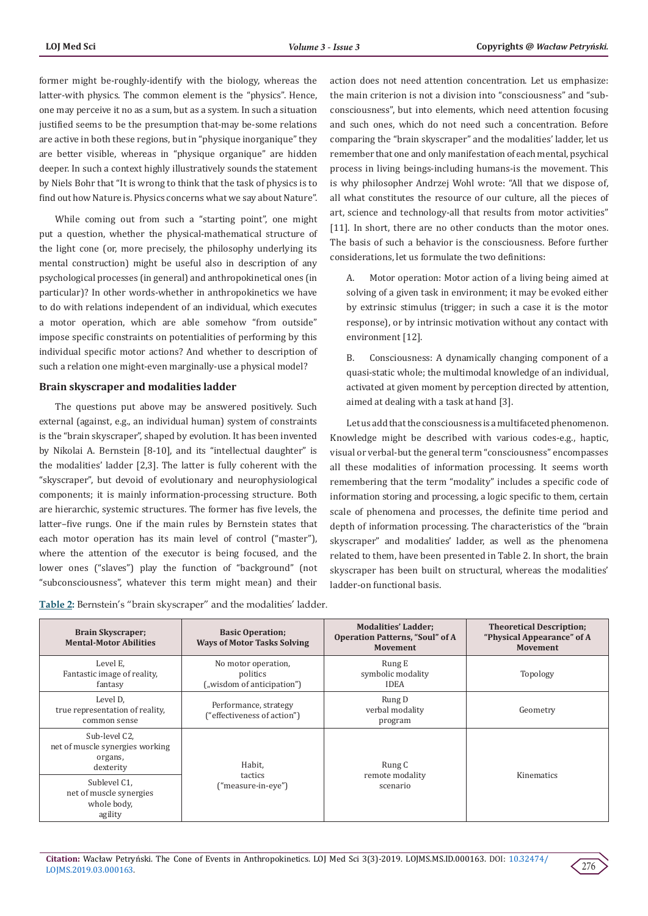former might be-roughly-identify with the biology, whereas the latter-with physics. The common element is the "physics". Hence, one may perceive it no as a sum, but as a system. In such a situation justified seems to be the presumption that-may be-some relations are active in both these regions, but in "physique inorganique" they are better visible, whereas in "physique organique" are hidden deeper. In such a context highly illustratively sounds the statement by Niels Bohr that "It is wrong to think that the task of physics is to find out how Nature is. Physics concerns what we say about Nature".

While coming out from such a "starting point", one might put a question, whether the physical-mathematical structure of the light cone (or, more precisely, the philosophy underlying its mental construction) might be useful also in description of any psychological processes (in general) and anthropokinetical ones (in particular)? In other words-whether in anthropokinetics we have to do with relations independent of an individual, which executes a motor operation, which are able somehow "from outside" impose specific constraints on potentialities of performing by this individual specific motor actions? And whether to description of such a relation one might-even marginally-use a physical model?

## Brain skyscraper and modalities ladder

The questions put above may be answered positively. Such external (against, e.g., an individual human) system of constraints is the "brain skyscraper", shaped by evolution. It has been invented by Nikolai A. Bernstein [8-10], and its "intellectual daughter" is the modalities' ladder [2,3]. The latter is fully coherent with the "skyscraper", but devoid of evolutionary and neurophysiological components; it is mainly information-processing structure. Both are hierarchic, systemic structures. The former has five levels, the latter–five rungs. One if the main rules by Bernstein states that each motor operation has its main level of control ("master"), where the attention of the executor is being focused, and the lower ones ("slaves") play the function of "background" (not "subconsciousness", whatever this term might mean) and their action does not need attention concentration. Let us emphasize: the main criterion is not a division into "consciousness" and "subconsciousness", but into elements, which need attention focusing and such ones, which do not need such a concentration. Before comparing the "brain skyscraper" and the modalities' ladder, let us remember that one and only manifestation of each mental, psychical process in living beings-including humans-is the movement. This is why philosopher Andrzej Wohl wrote: "All that we dispose of, all what constitutes the resource of our culture, all the pieces of art, science and technology-all that results from motor activities" [11]. In short, there are no other conducts than the motor ones. The basis of such a behavior is the consciousness. Before further considerations, let us formulate the two definitions:

A. Motor operation: Motor action of a living being aimed at solving of a given task in environment; it may be evoked either by extrinsic stimulus (trigger; in such a case it is the motor response), or by intrinsic motivation without any contact with environment [12].

B. Consciousness: A dynamically changing component of a quasi-static whole; the multimodal knowledge of an individual, activated at given moment by perception directed by attention, aimed at dealing with a task at hand [3].

Let us add that the consciousness is a multifaceted phenomenon. Knowledge might be described with various codes-e.g., haptic, visual or verbal-but the general term "consciousness" encompasses all these modalities of information processing. It seems worth remembering that the term "modality" includes a specific code of information storing and processing, a logic specific to them, certain scale of phenomena and processes, the definite time period and depth of information processing. The characteristics of the "brain skyscraper" and modalities' ladder, as well as the phenomena related to them, have been presented in Table 2. In short, the brain skyscraper has been built on structural, whereas the modalities' ladder-on functional basis.

**Table 2:** Bernstein's "brain skyscraper" and the modalities' ladder.

| Brain Skyscraper; Mental-Motor Abilities | Basic Operation; Ways of Motor Tasks Solving | Modalities' Ladder; Operation Patterns, "Soul" of A Movement | Theoretical Description; "Physical Appearance" of A Movement |
|---|---|---|---|
| Level E, Fantastic image of reality, fantasy | No motor operation, politics („wisdom of anticipation") | Rung E symbolic modality IDEA | Topology |
| Level D, true representation of reality, common sense | Performance, strategy ("effectiveness of action") | Rung D verbal modality program | Geometry |
| Sub-level C2, net of muscle synergies working organs, dexterity | Habit, tactics ("measure-in-eye") | Rung C remote modality scenario | Kinematics |
| Sublevel C1, net of muscle synergies whole body, agility | | | |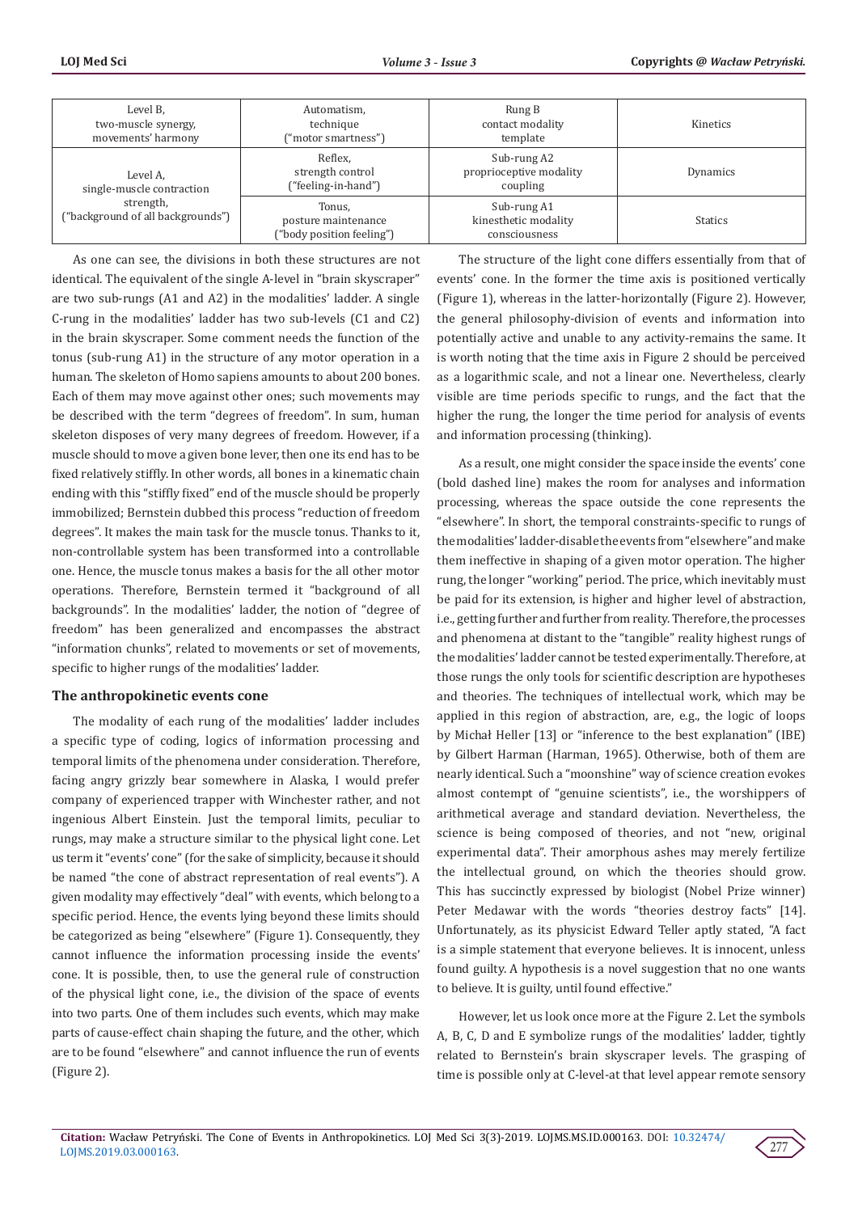| Level B, two-muscle synergy, movements' harmony | Automatism, technique ("motor smartness") | Rung B contact modality template | Kinetics |
|---|---|---|---|
| Level A, single-muscle contraction strength, ("background of all backgrounds") | Reflex, strength control ("feeling-in-hand") | Sub-rung A2 proprioceptive modality coupling | Dynamics |
| | Tonus, posture maintenance ("body position feeling") | Sub-rung A1 kinesthetic modality consciousness | Statics |

As one can see, the divisions in both these structures are not identical. The equivalent of the single A-level in "brain skyscraper" are two sub-rungs (A1 and A2) in the modalities' ladder. A single C-rung in the modalities' ladder has two sub-levels (C1 and C2) in the brain skyscraper. Some comment needs the function of the tonus (sub-rung A1) in the structure of any motor operation in a human. The skeleton of Homo sapiens amounts to about 200 bones. Each of them may move against other ones; such movements may be described with the term "degrees of freedom". In sum, human skeleton disposes of very many degrees of freedom. However, if a muscle should to move a given bone lever, then one its end has to be fixed relatively stiffly. In other words, all bones in a kinematic chain ending with this "stiffly fixed" end of the muscle should be properly immobilized; Bernstein dubbed this process "reduction of freedom degrees". It makes the main task for the muscle tonus. Thanks to it, non-controllable system has been transformed into a controllable one. Hence, the muscle tonus makes a basis for the all other motor operations. Therefore, Bernstein termed it "background of all backgrounds". In the modalities' ladder, the notion of "degree of freedom" has been generalized and encompasses the abstract "information chunks", related to movements or set of movements, specific to higher rungs of the modalities' ladder.

## The anthropokinetic events cone

The modality of each rung of the modalities' ladder includes a specific type of coding, logics of information processing and temporal limits of the phenomena under consideration. Therefore, facing angry grizzly bear somewhere in Alaska, I would prefer company of experienced trapper with Winchester rather, and not ingenious Albert Einstein. Just the temporal limits, peculiar to rungs, may make a structure similar to the physical light cone. Let us term it "events' cone" (for the sake of simplicity, because it should be named "the cone of abstract representation of real events"). A given modality may effectively "deal" with events, which belong to a specific period. Hence, the events lying beyond these limits should be categorized as being "elsewhere" (Figure 1). Consequently, they cannot influence the information processing inside the events' cone. It is possible, then, to use the general rule of construction of the physical light cone, i.e., the division of the space of events into two parts. One of them includes such events, which may make parts of cause-effect chain shaping the future, and the other, which are to be found "elsewhere" and cannot influence the run of events (Figure 2).

The structure of the light cone differs essentially from that of events' cone. In the former the time axis is positioned vertically (Figure 1), whereas in the latter-horizontally (Figure 2). However, the general philosophy-division of events and information into potentially active and unable to any activity-remains the same. It is worth noting that the time axis in Figure 2 should be perceived as a logarithmic scale, and not a linear one. Nevertheless, clearly visible are time periods specific to rungs, and the fact that the higher the rung, the longer the time period for analysis of events and information processing (thinking).

As a result, one might consider the space inside the events' cone (bold dashed line) makes the room for analyses and information processing, whereas the space outside the cone represents the "elsewhere". In short, the temporal constraints-specific to rungs of the modalities' ladder-disable the events from "elsewhere" and make them ineffective in shaping of a given motor operation. The higher rung, the longer "working" period. The price, which inevitably must be paid for its extension, is higher and higher level of abstraction, i.e., getting further and further from reality. Therefore, the processes and phenomena at distant to the "tangible" reality highest rungs of the modalities' ladder cannot be tested experimentally. Therefore, at those rungs the only tools for scientific description are hypotheses and theories. The techniques of intellectual work, which may be applied in this region of abstraction, are, e.g., the logic of loops by Michał Heller [13] or "inference to the best explanation" (IBE) by Gilbert Harman (Harman, 1965). Otherwise, both of them are nearly identical. Such a "moonshine" way of science creation evokes almost contempt of "genuine scientists", i.e., the worshippers of arithmetical average and standard deviation. Nevertheless, the science is being composed of theories, and not "new, original experimental data". Their amorphous ashes may merely fertilize the intellectual ground, on which the theories should grow. This has succinctly expressed by biologist (Nobel Prize winner) Peter Medawar with the words "theories destroy facts" [14]. Unfortunately, as its physicist Edward Teller aptly stated, "A fact is a simple statement that everyone believes. It is innocent, unless found guilty. A hypothesis is a novel suggestion that no one wants to believe. It is guilty, until found effective."

However, let us look once more at the Figure 2. Let the symbols A, B, C, D and E symbolize rungs of the modalities' ladder, tightly related to Bernstein's brain skyscraper levels. The grasping of time is possible only at C-level-at that level appear remote sensory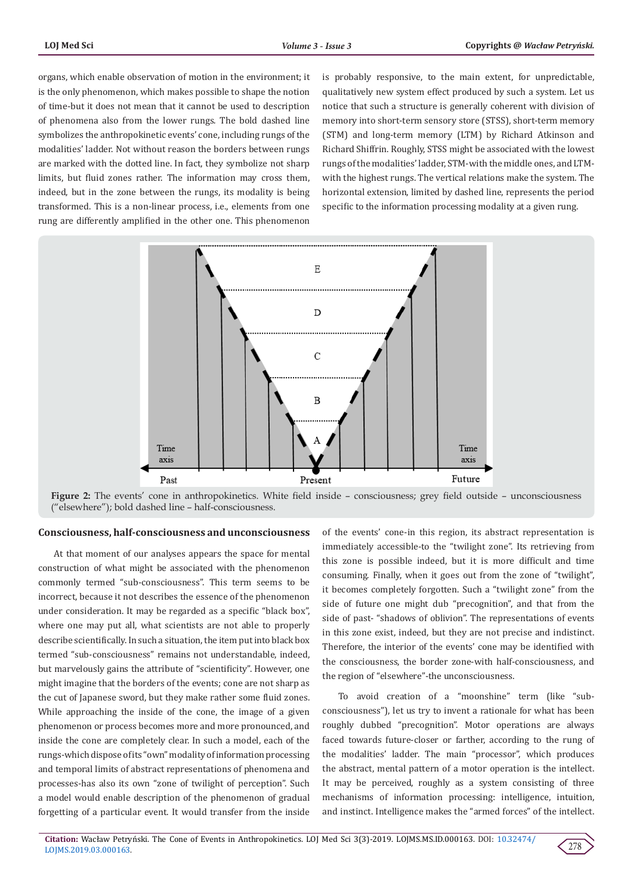organs, which enable observation of motion in the environment; it is the only phenomenon, which makes possible to shape the notion of time-but it does not mean that it cannot be used to description of phenomena also from the lower rungs. The bold dashed line symbolizes the anthropokinetic events' cone, including rungs of the modalities' ladder. Not without reason the borders between rungs are marked with the dotted line. In fact, they symbolize not sharp limits, but fluid zones rather. The information may cross them, indeed, but in the zone between the rungs, its modality is being transformed. This is a non-linear process, i.e., elements from one rung are differently amplified in the other one. This phenomenon is probably responsive, to the main extent, for unpredictable, qualitatively new system effect produced by such a system. Let us notice that such a structure is generally coherent with division of memory into short-term sensory store (STSS), short-term memory (STM) and long-term memory (LTM) by Richard Atkinson and Richard Shiffrin. Roughly, STSS might be associated with the lowest rungs of the modalities' ladder, STM-with the middle ones, and LTM-with the highest rungs. The vertical relations make the system. The horizontal extension, limited by dashed line, represents the period specific to the information processing modality at a given rung.

**Figure 2:** The events' cone in anthropokinetics. White field inside – consciousness; grey field outside – unconsciousness ("elsewhere"); bold dashed line – half-consciousness.

## Consciousness, half-consciousness and unconsciousness

At that moment of our analyses appears the space for mental construction of what might be associated with the phenomenon commonly termed "sub-consciousness". This term seems to be incorrect, because it not describes the essence of the phenomenon under consideration. It may be regarded as a specific "black box", where one may put all, what scientists are not able to properly describe scientifically. In such a situation, the item put into black box termed "sub-consciousness" remains not understandable, indeed, but marvelously gains the attribute of "scientificity". However, one might imagine that the borders of the events; cone are not sharp as the cut of Japanese sword, but they make rather some fluid zones. While approaching the inside of the cone, the image of a given phenomenon or process becomes more and more pronounced, and inside the cone are completely clear. In such a model, each of the rungs-which dispose of its "own" modality of information processing and temporal limits of abstract representations of phenomena and processes-has also its own "zone of twilight of perception". Such a model would enable description of the phenomenon of gradual forgetting of a particular event. It would transfer from the inside of the events' cone-in this region, its abstract representation is immediately accessible-to the "twilight zone". Its retrieving from this zone is possible indeed, but it is more difficult and time consuming. Finally, when it goes out from the zone of "twilight", it becomes completely forgotten. Such a "twilight zone" from the side of future one might dub "precognition", and that from the side of past- "shadows of oblivion". The representations of events in this zone exist, indeed, but they are not precise and indistinct. Therefore, the interior of the events' cone may be identified with the consciousness, the border zone-with half-consciousness, and the region of "elsewhere"-the unconsciousness.

To avoid creation of a "moonshine" term (like "sub-consciousness"), let us try to invent a rationale for what has been roughly dubbed "precognition". Motor operations are always faced towards future-closer or farther, according to the rung of the modalities' ladder. The main "processor", which produces the abstract, mental pattern of a motor operation is the intellect. It may be perceived, roughly as a system consisting of three mechanisms of information processing: intelligence, intuition, and instinct. Intelligence makes the "armed forces" of the intellect.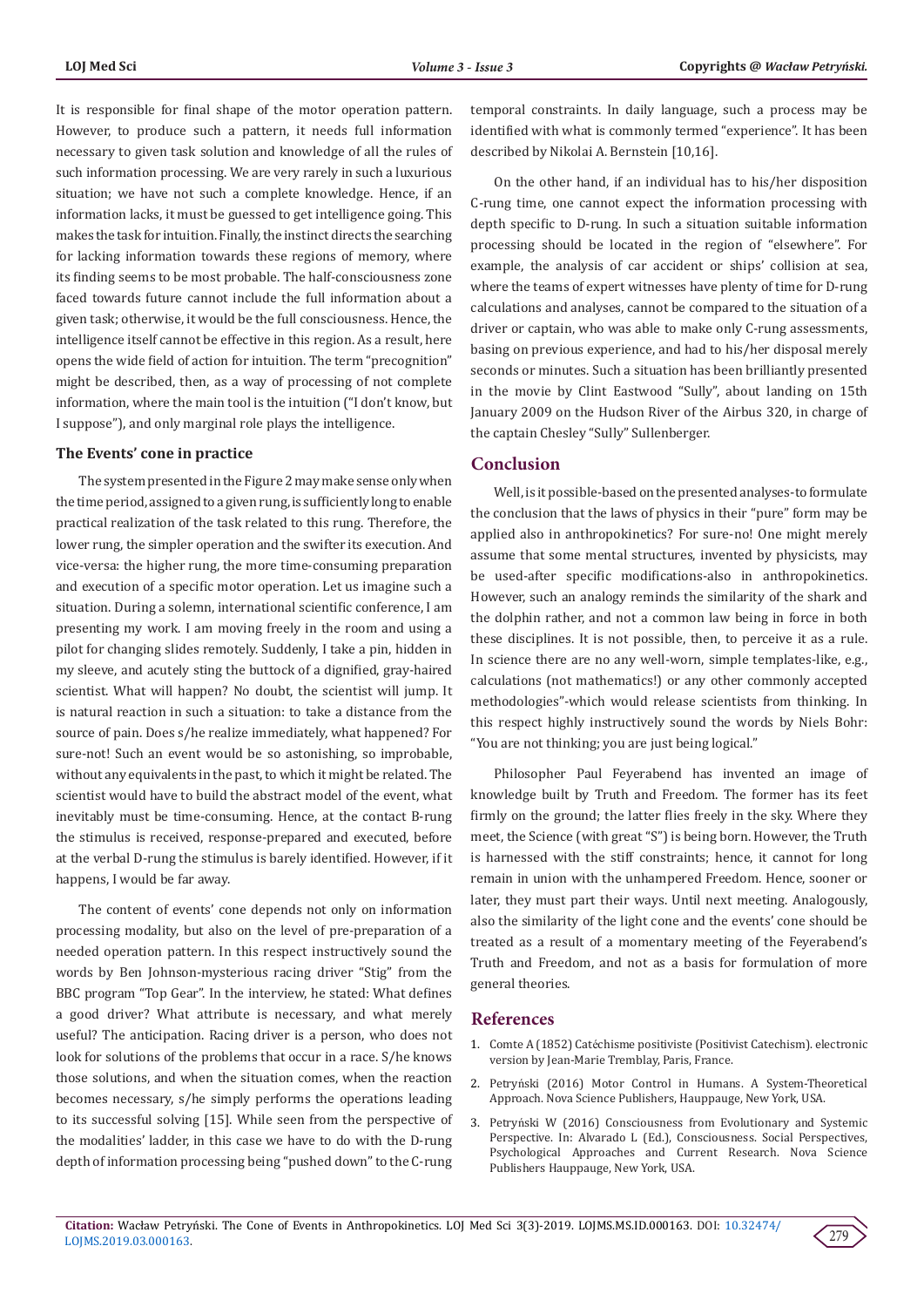It is responsible for final shape of the motor operation pattern. However, to produce such a pattern, it needs full information necessary to given task solution and knowledge of all the rules of such information processing. We are very rarely in such a luxurious situation; we have not such a complete knowledge. Hence, if an information lacks, it must be guessed to get intelligence going. This makes the task for intuition. Finally, the instinct directs the searching for lacking information towards these regions of memory, where its finding seems to be most probable. The half-consciousness zone faced towards future cannot include the full information about a given task; otherwise, it would be the full consciousness. Hence, the intelligence itself cannot be effective in this region. As a result, here opens the wide field of action for intuition. The term "precognition" might be described, then, as a way of processing of not complete information, where the main tool is the intuition ("I don't know, but I suppose"), and only marginal role plays the intelligence.

### The Events' cone in practice

The system presented in the Figure 2 may make sense only when the time period, assigned to a given rung, is sufficiently long to enable practical realization of the task related to this rung. Therefore, the lower rung, the simpler operation and the swifter its execution. And vice-versa: the higher rung, the more time-consuming preparation and execution of a specific motor operation. Let us imagine such a situation. During a solemn, international scientific conference, I am presenting my work. I am moving freely in the room and using a pilot for changing slides remotely. Suddenly, I take a pin, hidden in my sleeve, and acutely sting the buttock of a dignified, gray-haired scientist. What will happen? No doubt, the scientist will jump. It is natural reaction in such a situation: to take a distance from the source of pain. Does s/he realize immediately, what happened? For sure-not! Such an event would be so astonishing, so improbable, without any equivalents in the past, to which it might be related. The scientist would have to build the abstract model of the event, what inevitably must be time-consuming. Hence, at the contact B-rung the stimulus is received, response-prepared and executed, before at the verbal D-rung the stimulus is barely identified. However, if it happens, I would be far away.

The content of events' cone depends not only on information processing modality, but also on the level of pre-preparation of a needed operation pattern. In this respect instructively sound the words by Ben Johnson-mysterious racing driver "Stig" from the BBC program "Top Gear". In the interview, he stated: What defines a good driver? What attribute is necessary, and what merely useful? The anticipation. Racing driver is a person, who does not look for solutions of the problems that occur in a race. S/he knows those solutions, and when the situation comes, when the reaction becomes necessary, s/he simply performs the operations leading to its successful solving [15]. While seen from the perspective of the modalities' ladder, in this case we have to do with the D-rung depth of information processing being "pushed down" to the C-rung temporal constraints. In daily language, such a process may be identified with what is commonly termed "experience". It has been described by Nikolai A. Bernstein [10,16].

On the other hand, if an individual has to his/her disposition C-rung time, one cannot expect the information processing with depth specific to D-rung. In such a situation suitable information processing should be located in the region of "elsewhere". For example, the analysis of car accident or ships' collision at sea, where the teams of expert witnesses have plenty of time for D-rung calculations and analyses, cannot be compared to the situation of a driver or captain, who was able to make only C-rung assessments, basing on previous experience, and had to his/her disposal merely seconds or minutes. Such a situation has been brilliantly presented in the movie by Clint Eastwood "Sully", about landing on 15th January 2009 on the Hudson River of the Airbus 320, in charge of the captain Chesley "Sully" Sullenberger.

## Conclusion

Well, is it possible-based on the presented analyses-to formulate the conclusion that the laws of physics in their "pure" form may be applied also in anthropokinetics? For sure-no! One might merely assume that some mental structures, invented by physicists, may be used-after specific modifications-also in anthropokinetics. However, such an analogy reminds the similarity of the shark and the dolphin rather, and not a common law being in force in both these disciplines. It is not possible, then, to perceive it as a rule. In science there are no any well-worn, simple templates-like, e.g., calculations (not mathematics!) or any other commonly accepted methodologies"-which would release scientists from thinking. In this respect highly instructively sound the words by Niels Bohr: "You are not thinking; you are just being logical."

Philosopher Paul Feyerabend has invented an image of knowledge built by Truth and Freedom. The former has its feet firmly on the ground; the latter flies freely in the sky. Where they meet, the Science (with great "S") is being born. However, the Truth is harnessed with the stiff constraints; hence, it cannot for long remain in union with the unhampered Freedom. Hence, sooner or later, they must part their ways. Until next meeting. Analogously, also the similarity of the light cone and the events' cone should be treated as a result of a momentary meeting of the Feyerabend's Truth and Freedom, and not as a basis for formulation of more general theories.

## References

1. Comte A (1852) Catéchisme positiviste (Positivist Catechism). electronic version by Jean-Marie Tremblay, Paris, France.
2. Petryński (2016) Motor Control in Humans. A System-Theoretical Approach. Nova Science Publishers, Hauppauge, New York, USA.
3. Petryński W (2016) Consciousness from Evolutionary and Systemic Perspective. In: Alvarado L (Ed.), Consciousness. Social Perspectives, Psychological Approaches and Current Research. Nova Science Publishers Hauppauge, New York, USA.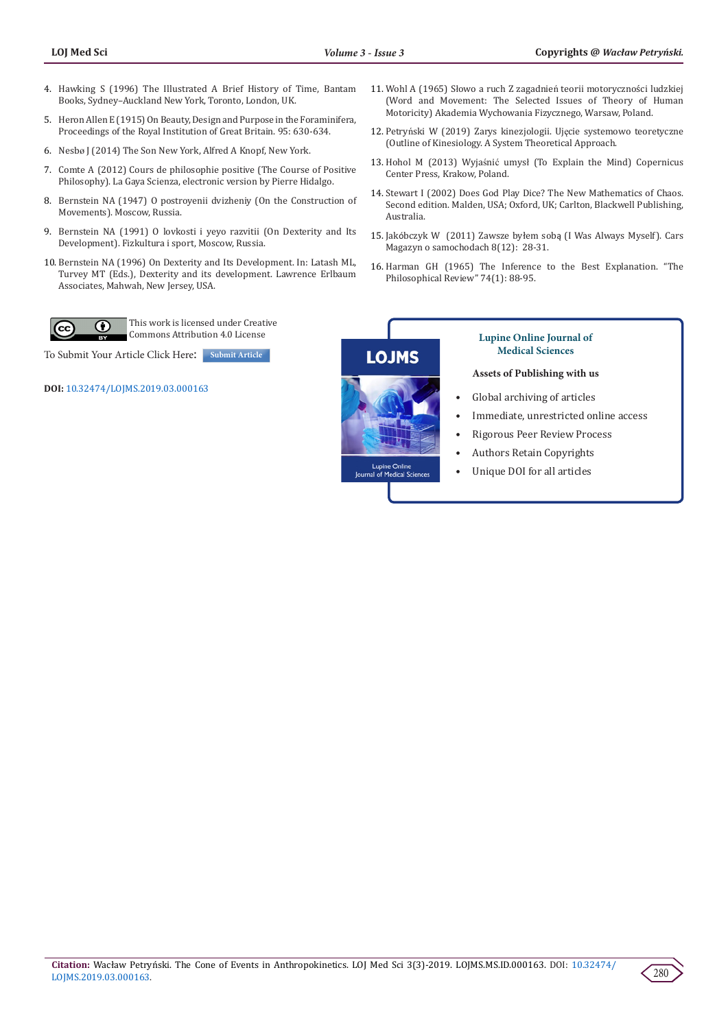4. Hawking S (1996) The Illustrated A Brief History of Time, Bantam Books, Sydney–Auckland New York, Toronto, London, UK.
5. Heron Allen E (1915) On Beauty, Design and Purpose in the Foraminifera, Proceedings of the Royal Institution of Great Britain. 95: 630-634.
6. Nesbø J (2014) The Son New York, Alfred A Knopf, New York.
7. Comte A (2012) Cours de philosophie positive (The Course of Positive Philosophy). La Gaya Scienza, electronic version by Pierre Hidalgo.
8. Bernstein NA (1947) O postroyenii dvizheniy (On the Construction of Movements). Moscow, Russia.
9. Bernstein NA (1991) O lovkosti i yeyo razvitii (On Dexterity and Its Development). Fizkultura i sport, Moscow, Russia.
10. Bernstein NA (1996) On Dexterity and Its Development. In: Latash ML, Turvey MT (Eds.), Dexterity and its development. Lawrence Erlbaum Associates, Mahwah, New Jersey, USA.
11. Wohl A (1965) Słowo a ruch Z zagadnień teorii motoryczności ludzkiej (Word and Movement: The Selected Issues of Theory of Human Motoricity) Akademia Wychowania Fizycznego, Warsaw, Poland.
12. Petryński W (2019) Zarys kinezjologii. Ujęcie systemowo teoretyczne (Outline of Kinesiology. A System Theoretical Approach.
13. Hohol M (2013) Wyjaśnić umysł (To Explain the Mind) Copernicus Center Press, Krakow, Poland.
14. Stewart I (2002) Does God Play Dice? The New Mathematics of Chaos. Second edition. Malden, USA; Oxford, UK; Carlton, Blackwell Publishing, Australia.
15. Jakóbczyk W (2011) Zawsze byłem sobą (I Was Always Myself). Cars Magazyn o samochodach 8(12): 28-31.
16. Harman GH (1965) The Inference to the Best Explanation. "The Philosophical Review" 74(1): 88-95.

This work is licensed under Creative Commons Attribution 4.0 License

To Submit Your Article Click Here: Submit Article

**DOI:** 10.32474/LOJMS.2019.03.000163

**Lupine Online Journal of Medical Sciences**

**Assets of Publishing with us**

- Global archiving of articles
- Immediate, unrestricted online access
- Rigorous Peer Review Process
- Authors Retain Copyrights
- Unique DOI for all articles